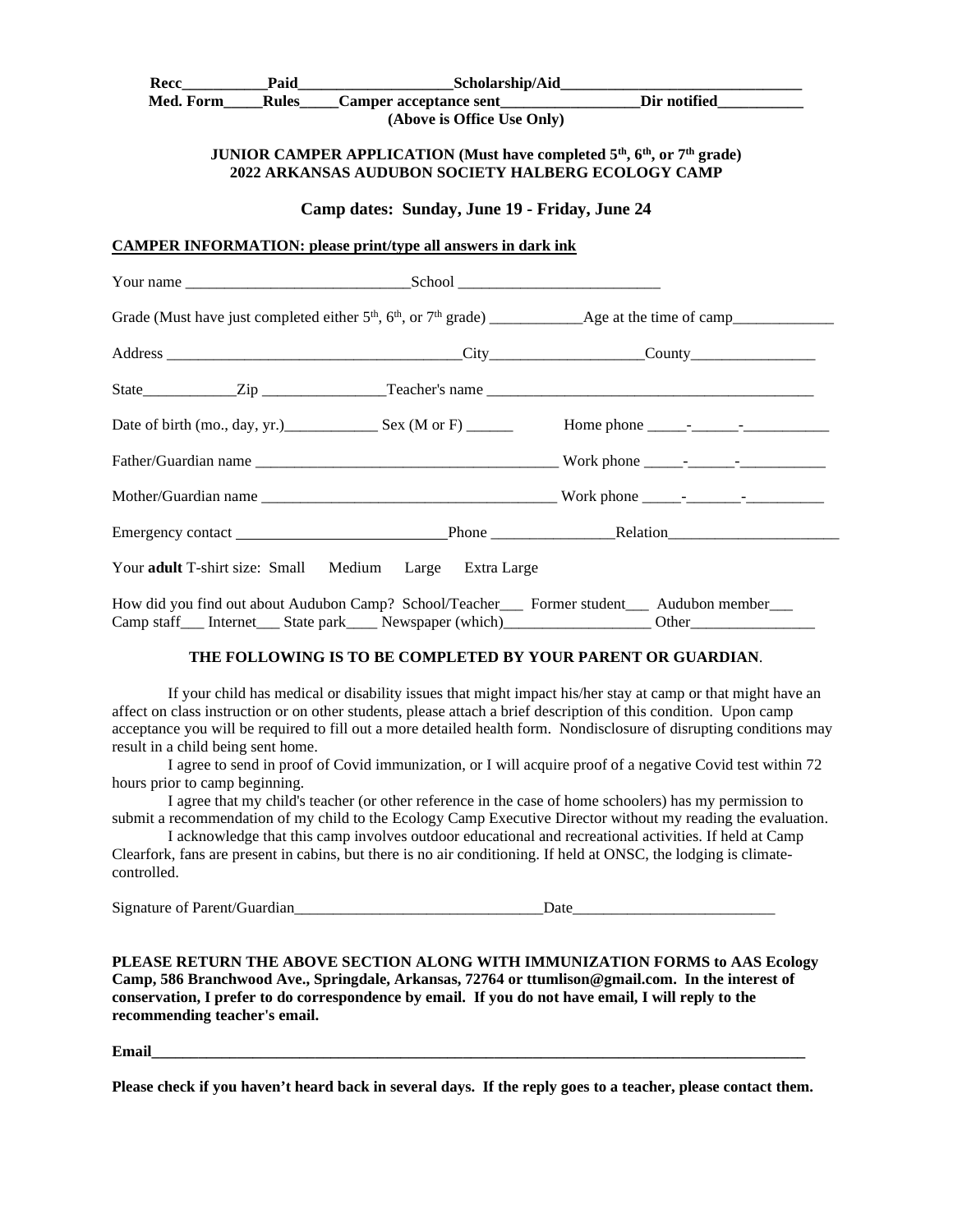**Recc\_\_\_\_\_\_\_\_\_\_\_Paid\_\_\_\_\_\_\_\_\_\_\_\_\_\_\_\_\_\_\_\_Scholarship/Aid\_\_\_\_\_\_\_\_\_\_\_\_\_\_\_\_\_\_\_\_\_\_\_\_\_\_\_\_\_\_\_**

**Med. Form\_\_\_\_\_Rules\_\_\_\_\_Camper acceptance sent\_\_\_\_\_\_\_\_\_\_\_\_\_\_\_\_\_\_Dir notified\_\_\_\_\_\_\_\_\_\_\_**

**(Above is Office Use Only)**

**JUNIOR CAMPER APPLICATION (Must have completed 5th, 6th, or 7th grade)**
**2022 ARKANSAS AUDUBON SOCIETY HALBERG ECOLOGY CAMP**

**Camp dates: Sunday, June 19 - Friday, June 24**

**CAMPER INFORMATION: please print/type all answers in dark ink**

Your name \_\_\_\_\_\_\_\_\_\_\_\_\_\_\_\_\_\_\_\_\_\_\_\_\_\_\_\_\_School \_\_\_\_\_\_\_\_\_\_\_\_\_\_\_\_\_\_\_\_\_\_\_\_\_\_

Grade (Must have just completed either 5th, 6th, or 7th grade) \_\_\_\_\_\_\_\_\_\_\_\_Age at the time of camp\_\_\_\_\_\_\_\_\_\_\_\_\_

Address \_\_\_\_\_\_\_\_\_\_\_\_\_\_\_\_\_\_\_\_\_\_\_\_\_\_\_\_\_\_\_\_\_\_\_\_\_\_City\_\_\_\_\_\_\_\_\_\_\_\_\_\_\_\_\_\_\_\_County\_\_\_\_\_\_\_\_\_\_\_\_\_\_\_\_

State\_\_\_\_\_\_\_\_\_\_\_\_Zip \_\_\_\_\_\_\_\_\_\_\_\_\_\_\_\_Teacher's name \_\_\_\_\_\_\_\_\_\_\_\_\_\_\_\_\_\_\_\_\_\_\_\_\_\_\_\_\_\_\_\_\_\_\_\_\_\_\_\_\_\_

Date of birth (mo., day, yr.)\_\_\_\_\_\_\_\_\_\_\_\_ Sex (M or F) \_\_\_\_\_\_ Home phone \_\_\_\_\_-\_\_\_\_\_\_-\_\_\_\_\_\_\_\_\_\_\_

Father/Guardian name \_\_\_\_\_\_\_\_\_\_\_\_\_\_\_\_\_\_\_\_\_\_\_\_\_\_\_\_\_\_\_\_\_\_\_\_\_\_\_ Work phone \_\_\_\_\_-\_\_\_\_\_\_-\_\_\_\_\_\_\_\_\_\_\_

Mother/Guardian name \_\_\_\_\_\_\_\_\_\_\_\_\_\_\_\_\_\_\_\_\_\_\_\_\_\_\_\_\_\_\_\_\_\_\_\_\_\_ Work phone \_\_\_\_\_-\_\_\_\_\_\_\_-\_\_\_\_\_\_\_\_\_\_

Emergency contact \_\_\_\_\_\_\_\_\_\_\_\_\_\_\_\_\_\_\_\_\_\_\_\_\_\_\_Phone \_\_\_\_\_\_\_\_\_\_\_\_\_\_\_\_Relation\_\_\_\_\_\_\_\_\_\_\_\_\_\_\_\_\_\_\_\_\_\_

Your **adult** T-shirt size: Small Medium Large Extra Large

How did you find out about Audubon Camp? School/Teacher\_\_\_ Former student\_\_\_ Audubon member\_\_\_
Camp staff\_\_\_ Internet\_\_\_ State park\_\_\_\_ Newspaper (which)\_\_\_\_\_\_\_\_\_\_\_\_\_\_\_\_\_\_\_ Other\_\_\_\_\_\_\_\_\_\_\_\_\_\_\_\_

**THE FOLLOWING IS TO BE COMPLETED BY YOUR PARENT OR GUARDIAN**.

If your child has medical or disability issues that might impact his/her stay at camp or that might have an affect on class instruction or on other students, please attach a brief description of this condition. Upon camp acceptance you will be required to fill out a more detailed health form. Nondisclosure of disrupting conditions may result in a child being sent home.

I agree to send in proof of Covid immunization, or I will acquire proof of a negative Covid test within 72 hours prior to camp beginning.

I agree that my child's teacher (or other reference in the case of home schoolers) has my permission to submit a recommendation of my child to the Ecology Camp Executive Director without my reading the evaluation.

I acknowledge that this camp involves outdoor educational and recreational activities. If held at Camp Clearfork, fans are present in cabins, but there is no air conditioning. If held at ONSC, the lodging is climate-controlled.

Signature of Parent/Guardian\_\_\_\_\_\_\_\_\_\_\_\_\_\_\_\_\_\_\_\_\_\_\_\_\_\_\_\_\_\_\_\_\_Date\_\_\_\_\_\_\_\_\_\_\_\_\_\_\_\_\_\_\_\_\_\_\_\_\_\_

**PLEASE RETURN THE ABOVE SECTION ALONG WITH IMMUNIZATION FORMS to AAS Ecology Camp, 586 Branchwood Ave., Springdale, Arkansas, 72764 or ttumlison@gmail.com. In the interest of conservation, I prefer to do correspondence by email. If you do not have email, I will reply to the recommending teacher's email.**

**Email\_\_\_\_\_\_\_\_\_\_\_\_\_\_\_\_\_\_\_\_\_\_\_\_\_\_\_\_\_\_\_\_\_\_\_\_\_\_\_\_\_\_\_\_\_\_\_\_\_\_\_\_\_\_\_\_\_\_\_\_\_\_\_\_\_\_\_\_\_\_\_\_\_\_\_\_\_\_\_\_\_\_\_\_\_\_**

**Please check if you haven't heard back in several days. If the reply goes to a teacher, please contact them.**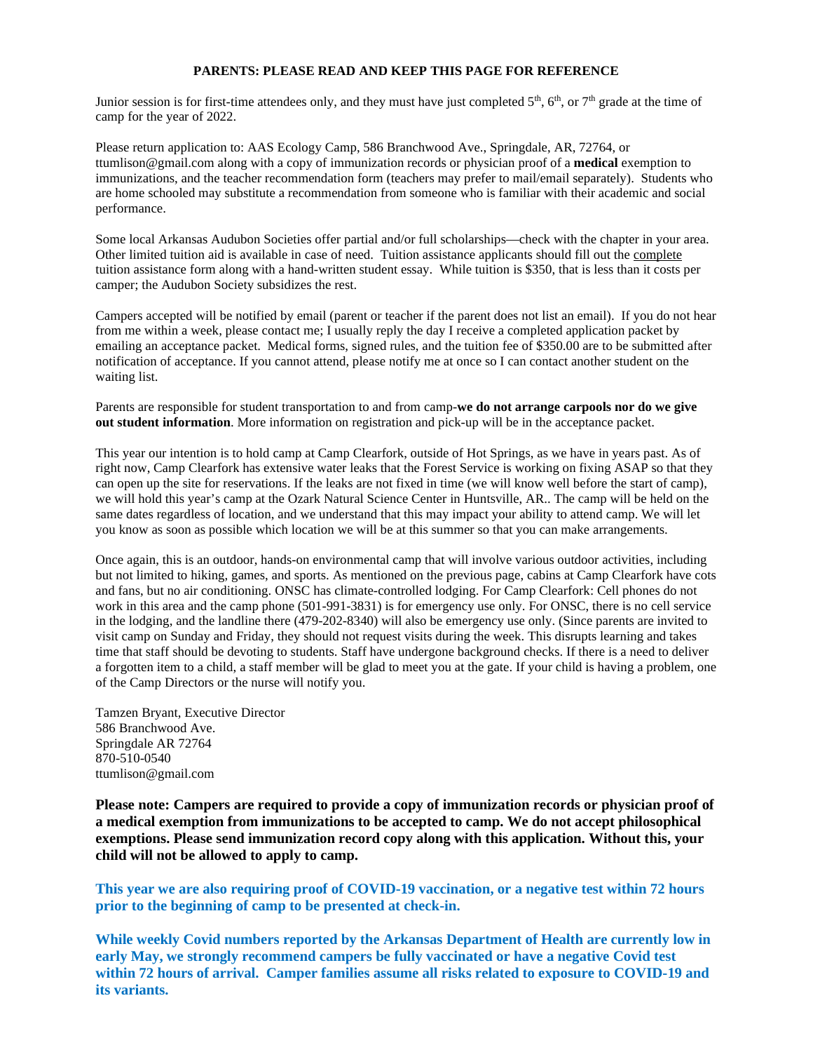**PARENTS: PLEASE READ AND KEEP THIS PAGE FOR REFERENCE**

Junior session is for first-time attendees only, and they must have just completed 5th, 6th, or 7th grade at the time of camp for the year of 2022.

Please return application to: AAS Ecology Camp, 586 Branchwood Ave., Springdale, AR, 72764, or ttumlison@gmail.com along with a copy of immunization records or physician proof of a **medical** exemption to immunizations, and the teacher recommendation form (teachers may prefer to mail/email separately). Students who are home schooled may substitute a recommendation from someone who is familiar with their academic and social performance.

Some local Arkansas Audubon Societies offer partial and/or full scholarships—check with the chapter in your area. Other limited tuition aid is available in case of need. Tuition assistance applicants should fill out the complete tuition assistance form along with a hand-written student essay. While tuition is $350, that is less than it costs per camper; the Audubon Society subsidizes the rest.

Campers accepted will be notified by email (parent or teacher if the parent does not list an email). If you do not hear from me within a week, please contact me; I usually reply the day I receive a completed application packet by emailing an acceptance packet. Medical forms, signed rules, and the tuition fee of $350.00 are to be submitted after notification of acceptance. If you cannot attend, please notify me at once so I can contact another student on the waiting list.

Parents are responsible for student transportation to and from camp-**we do not arrange carpools nor do we give out student information**. More information on registration and pick-up will be in the acceptance packet.

This year our intention is to hold camp at Camp Clearfork, outside of Hot Springs, as we have in years past. As of right now, Camp Clearfork has extensive water leaks that the Forest Service is working on fixing ASAP so that they can open up the site for reservations. If the leaks are not fixed in time (we will know well before the start of camp), we will hold this year's camp at the Ozark Natural Science Center in Huntsville, AR.. The camp will be held on the same dates regardless of location, and we understand that this may impact your ability to attend camp. We will let you know as soon as possible which location we will be at this summer so that you can make arrangements.

Once again, this is an outdoor, hands-on environmental camp that will involve various outdoor activities, including but not limited to hiking, games, and sports. As mentioned on the previous page, cabins at Camp Clearfork have cots and fans, but no air conditioning. ONSC has climate-controlled lodging. For Camp Clearfork: Cell phones do not work in this area and the camp phone (501-991-3831) is for emergency use only. For ONSC, there is no cell service in the lodging, and the landline there (479-202-8340) will also be emergency use only. (Since parents are invited to visit camp on Sunday and Friday, they should not request visits during the week. This disrupts learning and takes time that staff should be devoting to students. Staff have undergone background checks. If there is a need to deliver a forgotten item to a child, a staff member will be glad to meet you at the gate. If your child is having a problem, one of the Camp Directors or the nurse will notify you.

Tamzen Bryant, Executive Director
586 Branchwood Ave.
Springdale AR 72764
870-510-0540
ttumlison@gmail.com

**Please note: Campers are required to provide a copy of immunization records or physician proof of a medical exemption from immunizations to be accepted to camp. We do not accept philosophical exemptions. Please send immunization record copy along with this application. Without this, your child will not be allowed to apply to camp.**

**This year we are also requiring proof of COVID-19 vaccination, or a negative test within 72 hours prior to the beginning of camp to be presented at check-in.**

**While weekly Covid numbers reported by the Arkansas Department of Health are currently low in early May, we strongly recommend campers be fully vaccinated or have a negative Covid test within 72 hours of arrival. Camper families assume all risks related to exposure to COVID-19 and its variants.**